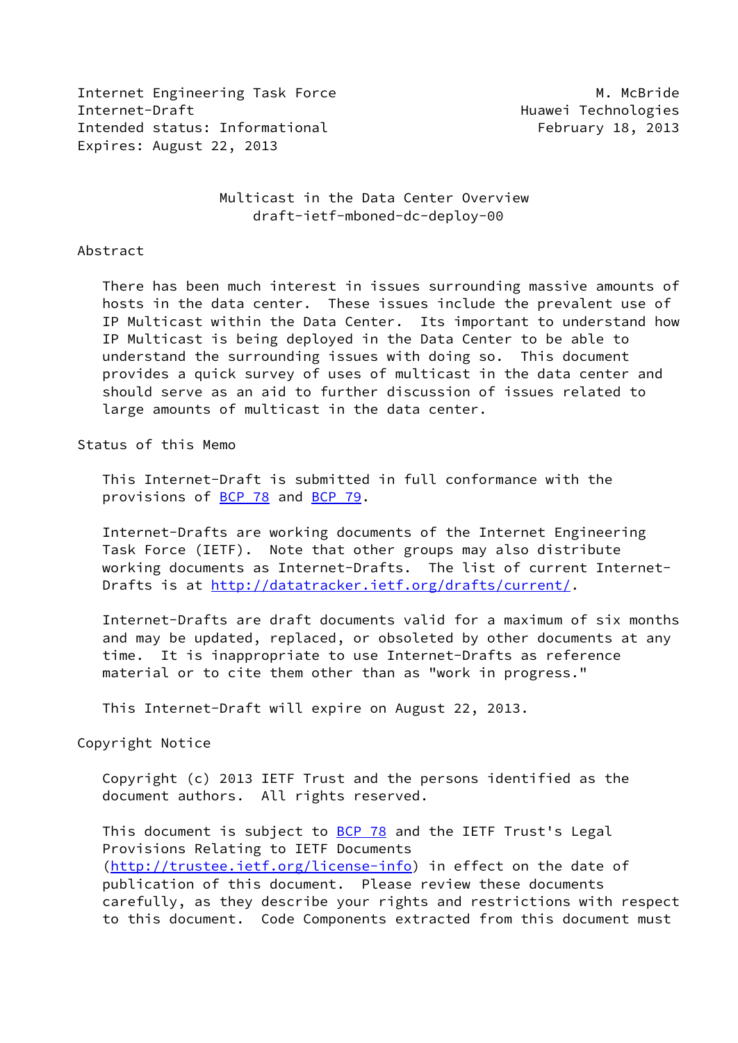Internet Engineering Task Force M. McBride
Internet-Draft Huawei Technologies
Intended status: Informational February 18, 2013
Expires: August 22, 2013

# Multicast in the Data Center Overview
draft-ietf-mboned-dc-deploy-00

## Abstract

There has been much interest in issues surrounding massive amounts of hosts in the data center. These issues include the prevalent use of IP Multicast within the Data Center. Its important to understand how IP Multicast is being deployed in the Data Center to be able to understand the surrounding issues with doing so. This document provides a quick survey of uses of multicast in the data center and should serve as an aid to further discussion of issues related to large amounts of multicast in the data center.

## Status of this Memo

This Internet-Draft is submitted in full conformance with the provisions of BCP 78 and BCP 79.

Internet-Drafts are working documents of the Internet Engineering Task Force (IETF). Note that other groups may also distribute working documents as Internet-Drafts. The list of current Internet-Drafts is at http://datatracker.ietf.org/drafts/current/.

Internet-Drafts are draft documents valid for a maximum of six months and may be updated, replaced, or obsoleted by other documents at any time. It is inappropriate to use Internet-Drafts as reference material or to cite them other than as "work in progress."

This Internet-Draft will expire on August 22, 2013.

## Copyright Notice

Copyright (c) 2013 IETF Trust and the persons identified as the document authors. All rights reserved.

This document is subject to BCP 78 and the IETF Trust's Legal Provisions Relating to IETF Documents (http://trustee.ietf.org/license-info) in effect on the date of publication of this document. Please review these documents carefully, as they describe your rights and restrictions with respect to this document. Code Components extracted from this document must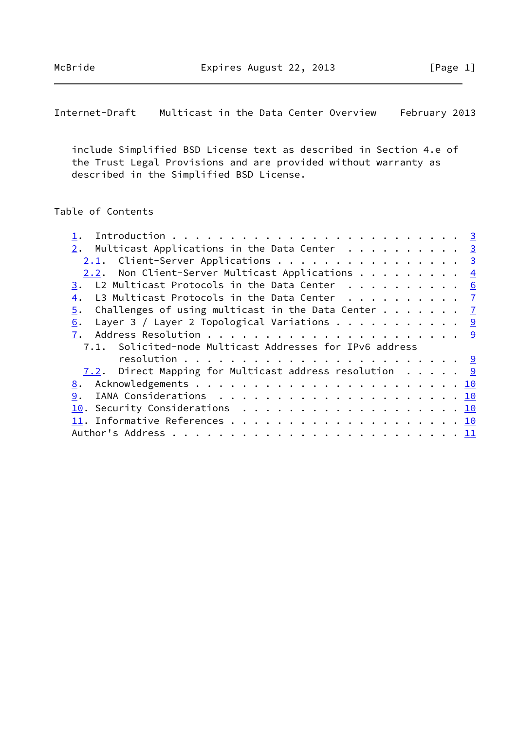include Simplified BSD License text as described in Section 4.e of the Trust Legal Provisions and are provided without warranty as described in the Simplified BSD License.

## Table of Contents

- 1. Introduction . . . . . . . . . . . . . . . . . . . . . . . . 3
- 2. Multicast Applications in the Data Center . . . . . . . . . . 3
  - 2.1. Client-Server Applications . . . . . . . . . . . . . . . . 3
  - 2.2. Non Client-Server Multicast Applications . . . . . . . . . 4
- 3. L2 Multicast Protocols in the Data Center . . . . . . . . . . 6
- 4. L3 Multicast Protocols in the Data Center . . . . . . . . . . 7
- 5. Challenges of using multicast in the Data Center . . . . . . . 7
- 6. Layer 3 / Layer 2 Topological Variations . . . . . . . . . . . 9
- 7. Address Resolution . . . . . . . . . . . . . . . . . . . . . . 9
  - 7.1. Solicited-node Multicast Addresses for IPv6 address resolution . . . . . . . . . . . . . . . . . . . . . . . . 9
  - 7.2. Direct Mapping for Multicast address resolution . . . . . 9
- 8. Acknowledgements . . . . . . . . . . . . . . . . . . . . . . . 10
- 9. IANA Considerations . . . . . . . . . . . . . . . . . . . . . 10
- 10. Security Considerations . . . . . . . . . . . . . . . . . . . 10
- 11. Informative References . . . . . . . . . . . . . . . . . . . 10
- Author's Address . . . . . . . . . . . . . . . . . . . . . . . . 11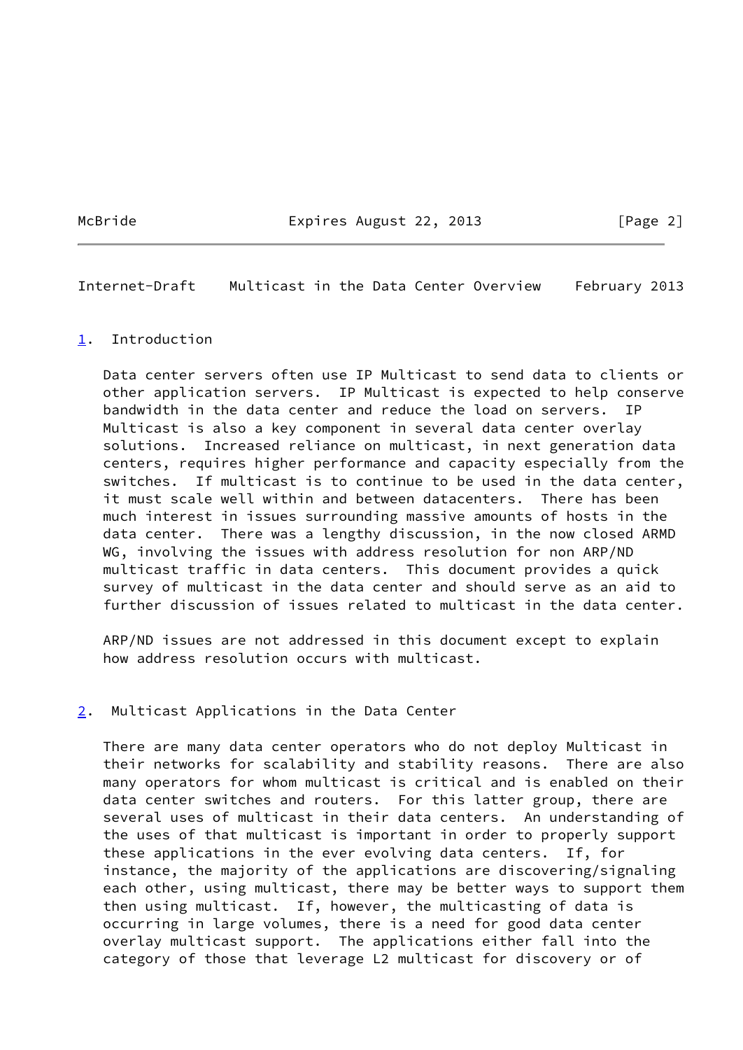## 1. Introduction

Data center servers often use IP Multicast to send data to clients or other application servers. IP Multicast is expected to help conserve bandwidth in the data center and reduce the load on servers. IP Multicast is also a key component in several data center overlay solutions. Increased reliance on multicast, in next generation data centers, requires higher performance and capacity especially from the switches. If multicast is to continue to be used in the data center, it must scale well within and between datacenters. There has been much interest in issues surrounding massive amounts of hosts in the data center. There was a lengthy discussion, in the now closed ARMD WG, involving the issues with address resolution for non ARP/ND multicast traffic in data centers. This document provides a quick survey of multicast in the data center and should serve as an aid to further discussion of issues related to multicast in the data center.

ARP/ND issues are not addressed in this document except to explain how address resolution occurs with multicast.

## 2. Multicast Applications in the Data Center

There are many data center operators who do not deploy Multicast in their networks for scalability and stability reasons. There are also many operators for whom multicast is critical and is enabled on their data center switches and routers. For this latter group, there are several uses of multicast in their data centers. An understanding of the uses of that multicast is important in order to properly support these applications in the ever evolving data centers. If, for instance, the majority of the applications are discovering/signaling each other, using multicast, there may be better ways to support them then using multicast. If, however, the multicasting of data is occurring in large volumes, there is a need for good data center overlay multicast support. The applications either fall into the category of those that leverage L2 multicast for discovery or of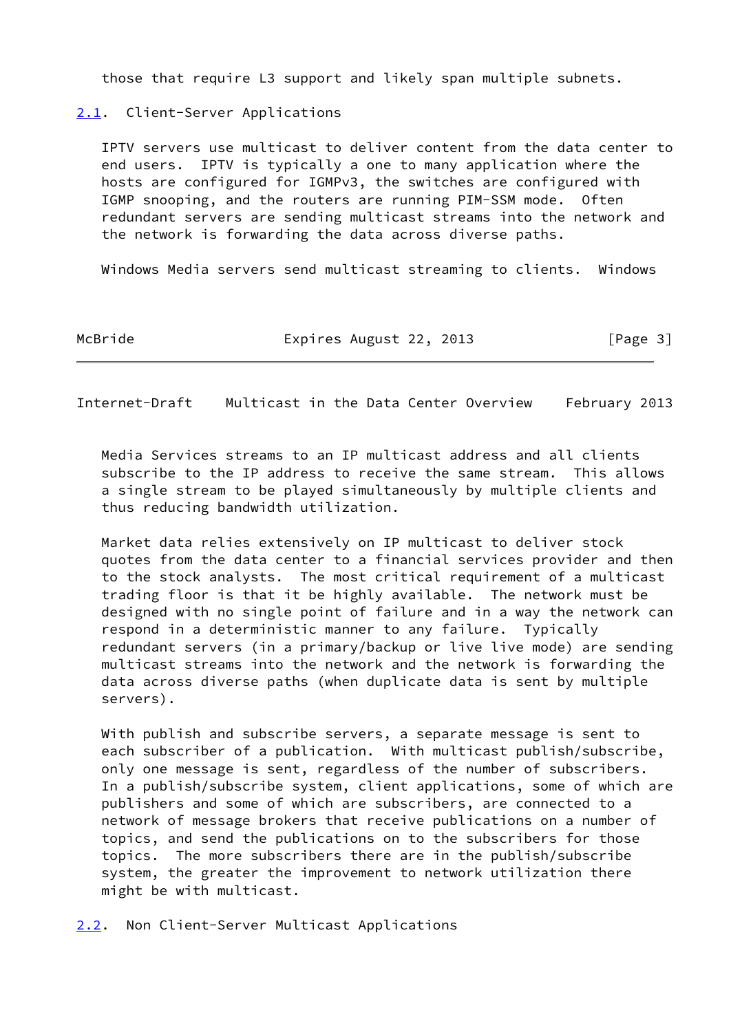those that require L3 support and likely span multiple subnets.

## 2.1. Client-Server Applications

IPTV servers use multicast to deliver content from the data center to end users. IPTV is typically a one to many application where the hosts are configured for IGMPv3, the switches are configured with IGMP snooping, and the routers are running PIM-SSM mode. Often redundant servers are sending multicast streams into the network and the network is forwarding the data across diverse paths.

Windows Media servers send multicast streaming to clients. Windows Media Services streams to an IP multicast address and all clients subscribe to the IP address to receive the same stream. This allows a single stream to be played simultaneously by multiple clients and thus reducing bandwidth utilization.

Market data relies extensively on IP multicast to deliver stock quotes from the data center to a financial services provider and then to the stock analysts. The most critical requirement of a multicast trading floor is that it be highly available. The network must be designed with no single point of failure and in a way the network can respond in a deterministic manner to any failure. Typically redundant servers (in a primary/backup or live live mode) are sending multicast streams into the network and the network is forwarding the data across diverse paths (when duplicate data is sent by multiple servers).

With publish and subscribe servers, a separate message is sent to each subscriber of a publication. With multicast publish/subscribe, only one message is sent, regardless of the number of subscribers. In a publish/subscribe system, client applications, some of which are publishers and some of which are subscribers, are connected to a network of message brokers that receive publications on a number of topics, and send the publications on to the subscribers for those topics. The more subscribers there are in the publish/subscribe system, the greater the improvement to network utilization there might be with multicast.

## 2.2. Non Client-Server Multicast Applications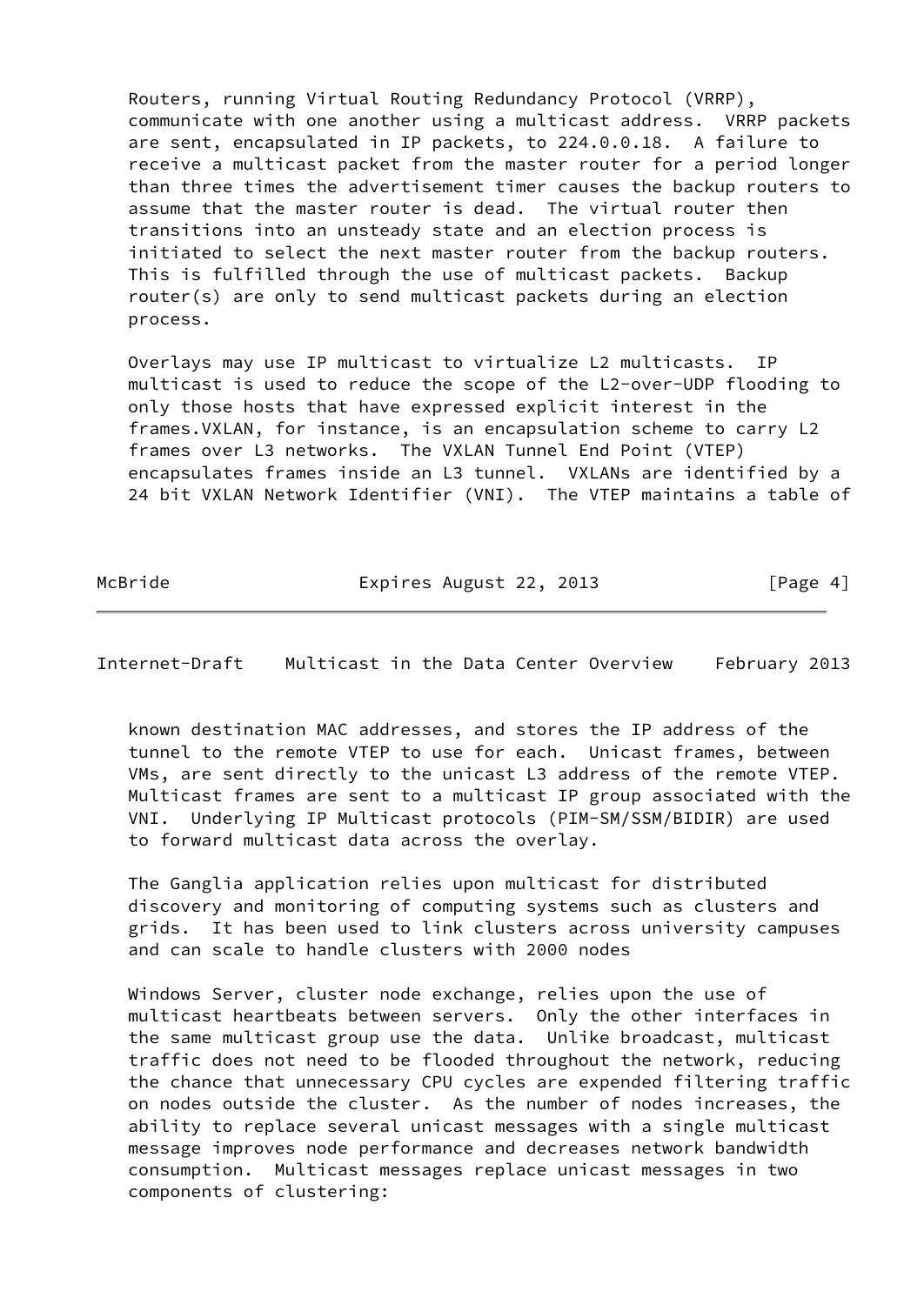Routers, running Virtual Routing Redundancy Protocol (VRRP), communicate with one another using a multicast address. VRRP packets are sent, encapsulated in IP packets, to 224.0.0.18. A failure to receive a multicast packet from the master router for a period longer than three times the advertisement timer causes the backup routers to assume that the master router is dead. The virtual router then transitions into an unsteady state and an election process is initiated to select the next master router from the backup routers. This is fulfilled through the use of multicast packets. Backup router(s) are only to send multicast packets during an election process.

Overlays may use IP multicast to virtualize L2 multicasts. IP multicast is used to reduce the scope of the L2-over-UDP flooding to only those hosts that have expressed explicit interest in the frames.VXLAN, for instance, is an encapsulation scheme to carry L2 frames over L3 networks. The VXLAN Tunnel End Point (VTEP) encapsulates frames inside an L3 tunnel. VXLANs are identified by a 24 bit VXLAN Network Identifier (VNI). The VTEP maintains a table of known destination MAC addresses, and stores the IP address of the tunnel to the remote VTEP to use for each. Unicast frames, between VMs, are sent directly to the unicast L3 address of the remote VTEP. Multicast frames are sent to a multicast IP group associated with the VNI. Underlying IP Multicast protocols (PIM-SM/SSM/BIDIR) are used to forward multicast data across the overlay.

The Ganglia application relies upon multicast for distributed discovery and monitoring of computing systems such as clusters and grids. It has been used to link clusters across university campuses and can scale to handle clusters with 2000 nodes

Windows Server, cluster node exchange, relies upon the use of multicast heartbeats between servers. Only the other interfaces in the same multicast group use the data. Unlike broadcast, multicast traffic does not need to be flooded throughout the network, reducing the chance that unnecessary CPU cycles are expended filtering traffic on nodes outside the cluster. As the number of nodes increases, the ability to replace several unicast messages with a single multicast message improves node performance and decreases network bandwidth consumption. Multicast messages replace unicast messages in two components of clustering: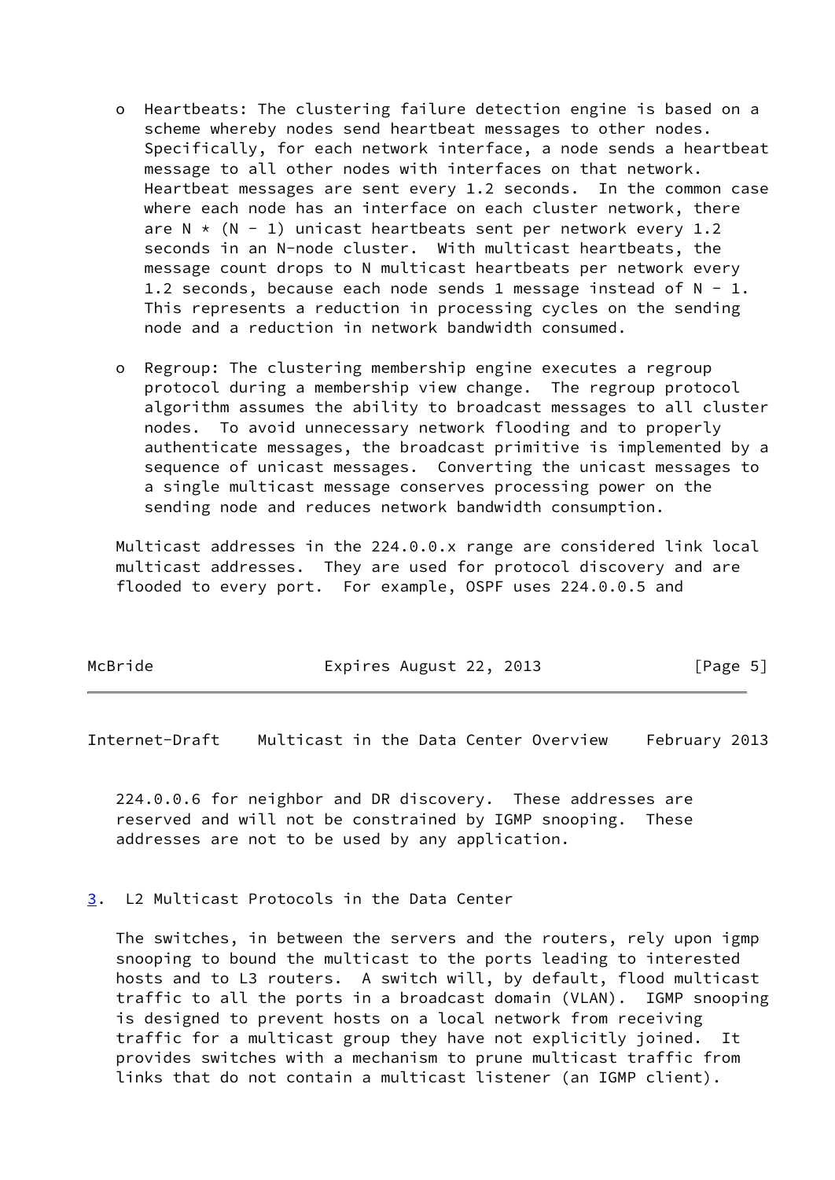- Heartbeats: The clustering failure detection engine is based on a scheme whereby nodes send heartbeat messages to other nodes. Specifically, for each network interface, a node sends a heartbeat message to all other nodes with interfaces on that network. Heartbeat messages are sent every 1.2 seconds. In the common case where each node has an interface on each cluster network, there are $N * (N - 1)$ unicast heartbeats sent per network every 1.2 seconds in an N-node cluster. With multicast heartbeats, the message count drops to N multicast heartbeats per network every 1.2 seconds, because each node sends 1 message instead of $N - 1$. This represents a reduction in processing cycles on the sending node and a reduction in network bandwidth consumed.

- Regroup: The clustering membership engine executes a regroup protocol during a membership view change. The regroup protocol algorithm assumes the ability to broadcast messages to all cluster nodes. To avoid unnecessary network flooding and to properly authenticate messages, the broadcast primitive is implemented by a sequence of unicast messages. Converting the unicast messages to a single multicast message conserves processing power on the sending node and reduces network bandwidth consumption.

Multicast addresses in the 224.0.0.x range are considered link local multicast addresses. They are used for protocol discovery and are flooded to every port. For example, OSPF uses 224.0.0.5 and 224.0.0.6 for neighbor and DR discovery. These addresses are reserved and will not be constrained by IGMP snooping. These addresses are not to be used by any application.

## 3. L2 Multicast Protocols in the Data Center

The switches, in between the servers and the routers, rely upon igmp snooping to bound the multicast to the ports leading to interested hosts and to L3 routers. A switch will, by default, flood multicast traffic to all the ports in a broadcast domain (VLAN). IGMP snooping is designed to prevent hosts on a local network from receiving traffic for a multicast group they have not explicitly joined. It provides switches with a mechanism to prune multicast traffic from links that do not contain a multicast listener (an IGMP client).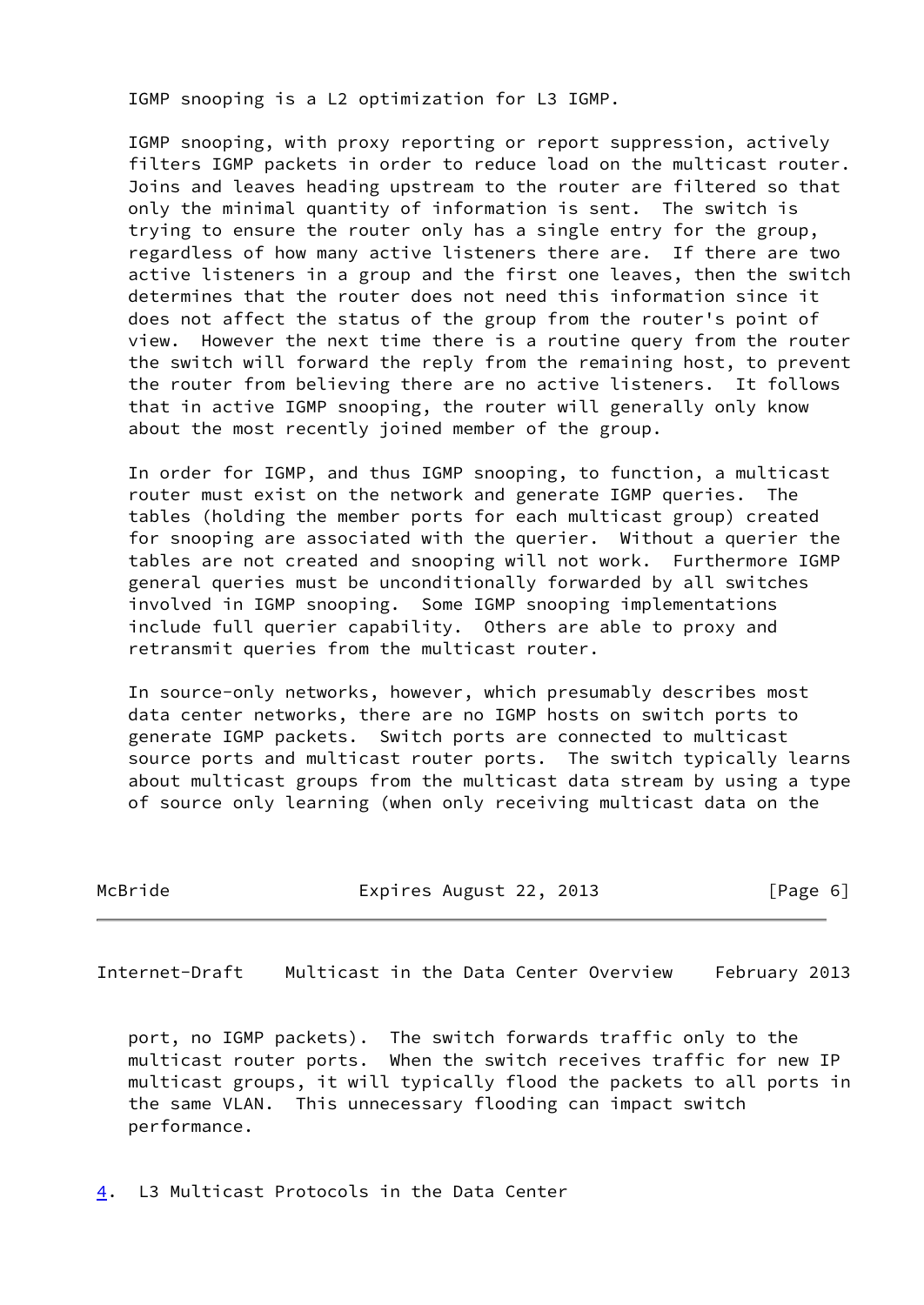IGMP snooping is a L2 optimization for L3 IGMP.

IGMP snooping, with proxy reporting or report suppression, actively filters IGMP packets in order to reduce load on the multicast router. Joins and leaves heading upstream to the router are filtered so that only the minimal quantity of information is sent. The switch is trying to ensure the router only has a single entry for the group, regardless of how many active listeners there are. If there are two active listeners in a group and the first one leaves, then the switch determines that the router does not need this information since it does not affect the status of the group from the router's point of view. However the next time there is a routine query from the router the switch will forward the reply from the remaining host, to prevent the router from believing there are no active listeners. It follows that in active IGMP snooping, the router will generally only know about the most recently joined member of the group.

In order for IGMP, and thus IGMP snooping, to function, a multicast router must exist on the network and generate IGMP queries. The tables (holding the member ports for each multicast group) created for snooping are associated with the querier. Without a querier the tables are not created and snooping will not work. Furthermore IGMP general queries must be unconditionally forwarded by all switches involved in IGMP snooping. Some IGMP snooping implementations include full querier capability. Others are able to proxy and retransmit queries from the multicast router.

In source-only networks, however, which presumably describes most data center networks, there are no IGMP hosts on switch ports to generate IGMP packets. Switch ports are connected to multicast source ports and multicast router ports. The switch typically learns about multicast groups from the multicast data stream by using a type of source only learning (when only receiving multicast data on the port, no IGMP packets). The switch forwards traffic only to the multicast router ports. When the switch receives traffic for new IP multicast groups, it will typically flood the packets to all ports in the same VLAN. This unnecessary flooding can impact switch performance.

## 4. L3 Multicast Protocols in the Data Center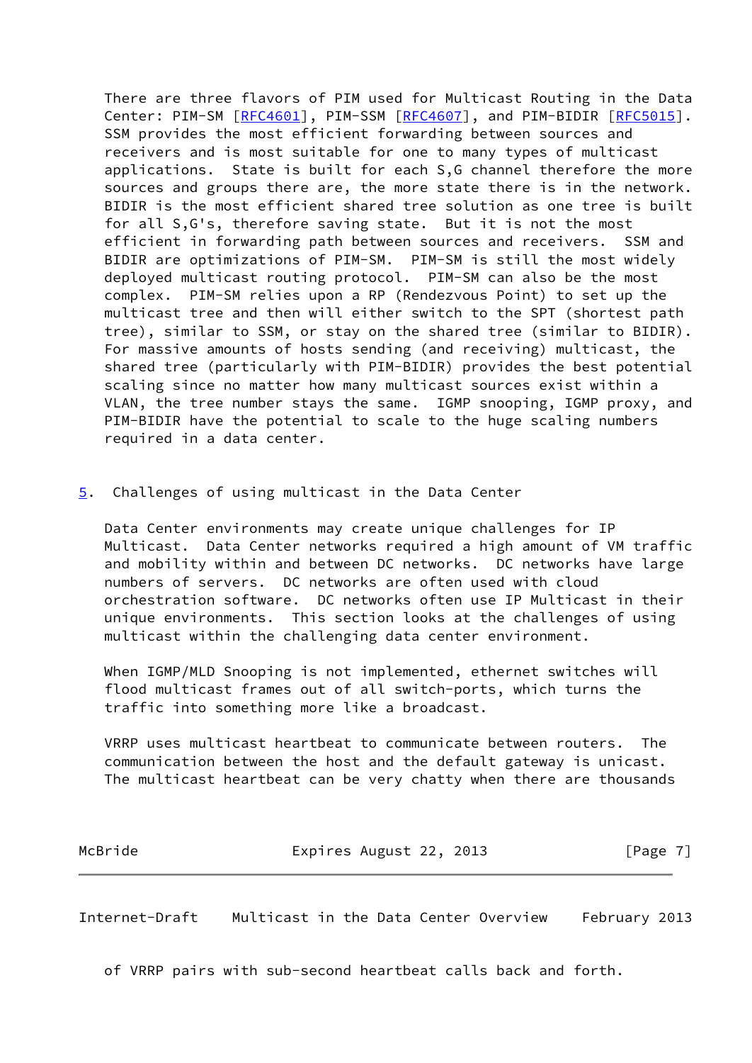There are three flavors of PIM used for Multicast Routing in the Data Center: PIM-SM [RFC4601], PIM-SSM [RFC4607], and PIM-BIDIR [RFC5015]. SSM provides the most efficient forwarding between sources and receivers and is most suitable for one to many types of multicast applications. State is built for each S,G channel therefore the more sources and groups there are, the more state there is in the network. BIDIR is the most efficient shared tree solution as one tree is built for all S,G's, therefore saving state. But it is not the most efficient in forwarding path between sources and receivers. SSM and BIDIR are optimizations of PIM-SM. PIM-SM is still the most widely deployed multicast routing protocol. PIM-SM can also be the most complex. PIM-SM relies upon a RP (Rendezvous Point) to set up the multicast tree and then will either switch to the SPT (shortest path tree), similar to SSM, or stay on the shared tree (similar to BIDIR). For massive amounts of hosts sending (and receiving) multicast, the shared tree (particularly with PIM-BIDIR) provides the best potential scaling since no matter how many multicast sources exist within a VLAN, the tree number stays the same. IGMP snooping, IGMP proxy, and PIM-BIDIR have the potential to scale to the huge scaling numbers required in a data center.

## 5. Challenges of using multicast in the Data Center

Data Center environments may create unique challenges for IP Multicast. Data Center networks required a high amount of VM traffic and mobility within and between DC networks. DC networks have large numbers of servers. DC networks are often used with cloud orchestration software. DC networks often use IP Multicast in their unique environments. This section looks at the challenges of using multicast within the challenging data center environment.

When IGMP/MLD Snooping is not implemented, ethernet switches will flood multicast frames out of all switch-ports, which turns the traffic into something more like a broadcast.

VRRP uses multicast heartbeat to communicate between routers. The communication between the host and the default gateway is unicast. The multicast heartbeat can be very chatty when there are thousands of VRRP pairs with sub-second heartbeat calls back and forth.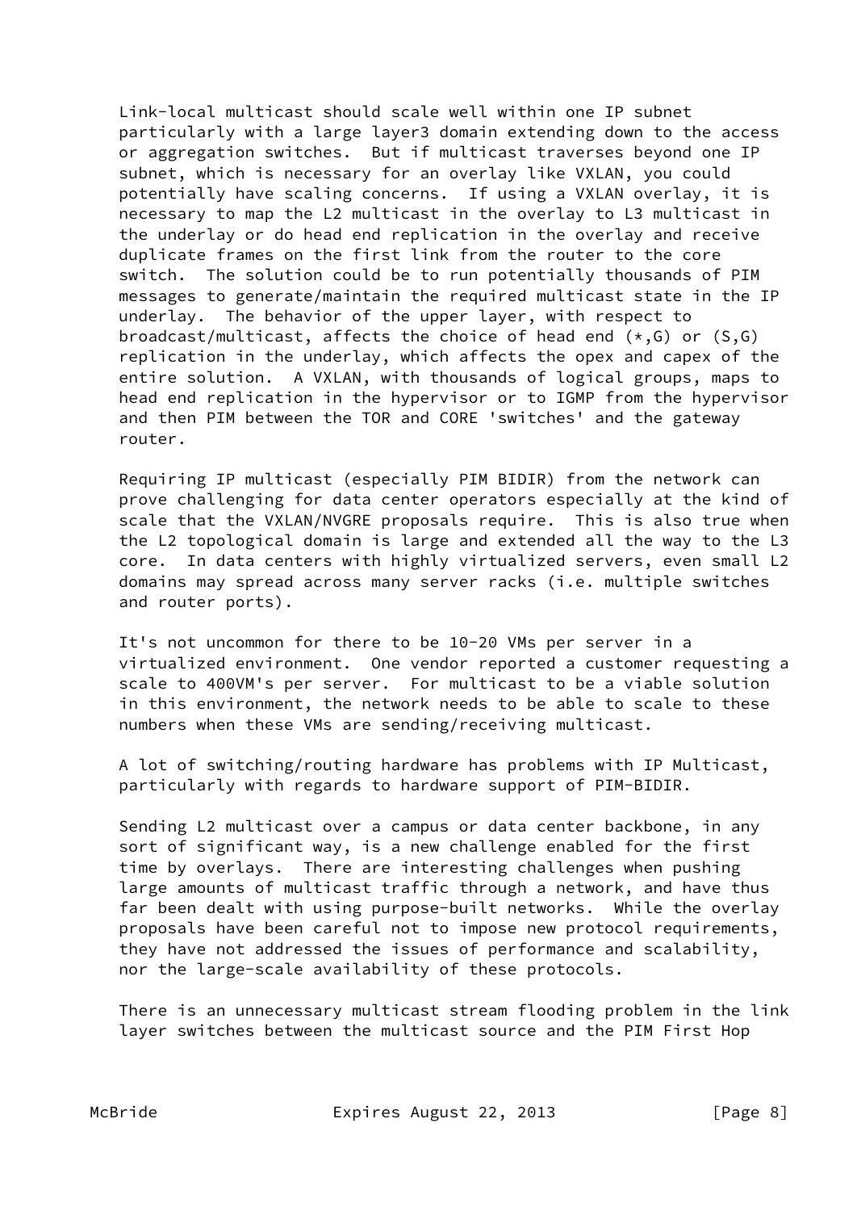Link-local multicast should scale well within one IP subnet particularly with a large layer3 domain extending down to the access or aggregation switches. But if multicast traverses beyond one IP subnet, which is necessary for an overlay like VXLAN, you could potentially have scaling concerns. If using a VXLAN overlay, it is necessary to map the L2 multicast in the overlay to L3 multicast in the underlay or do head end replication in the overlay and receive duplicate frames on the first link from the router to the core switch. The solution could be to run potentially thousands of PIM messages to generate/maintain the required multicast state in the IP underlay. The behavior of the upper layer, with respect to broadcast/multicast, affects the choice of head end (*,G) or (S,G) replication in the underlay, which affects the opex and capex of the entire solution. A VXLAN, with thousands of logical groups, maps to head end replication in the hypervisor or to IGMP from the hypervisor and then PIM between the TOR and CORE 'switches' and the gateway router.

Requiring IP multicast (especially PIM BIDIR) from the network can prove challenging for data center operators especially at the kind of scale that the VXLAN/NVGRE proposals require. This is also true when the L2 topological domain is large and extended all the way to the L3 core. In data centers with highly virtualized servers, even small L2 domains may spread across many server racks (i.e. multiple switches and router ports).

It's not uncommon for there to be 10-20 VMs per server in a virtualized environment. One vendor reported a customer requesting a scale to 400VM's per server. For multicast to be a viable solution in this environment, the network needs to be able to scale to these numbers when these VMs are sending/receiving multicast.

A lot of switching/routing hardware has problems with IP Multicast, particularly with regards to hardware support of PIM-BIDIR.

Sending L2 multicast over a campus or data center backbone, in any sort of significant way, is a new challenge enabled for the first time by overlays. There are interesting challenges when pushing large amounts of multicast traffic through a network, and have thus far been dealt with using purpose-built networks. While the overlay proposals have been careful not to impose new protocol requirements, they have not addressed the issues of performance and scalability, nor the large-scale availability of these protocols.

There is an unnecessary multicast stream flooding problem in the link layer switches between the multicast source and the PIM First Hop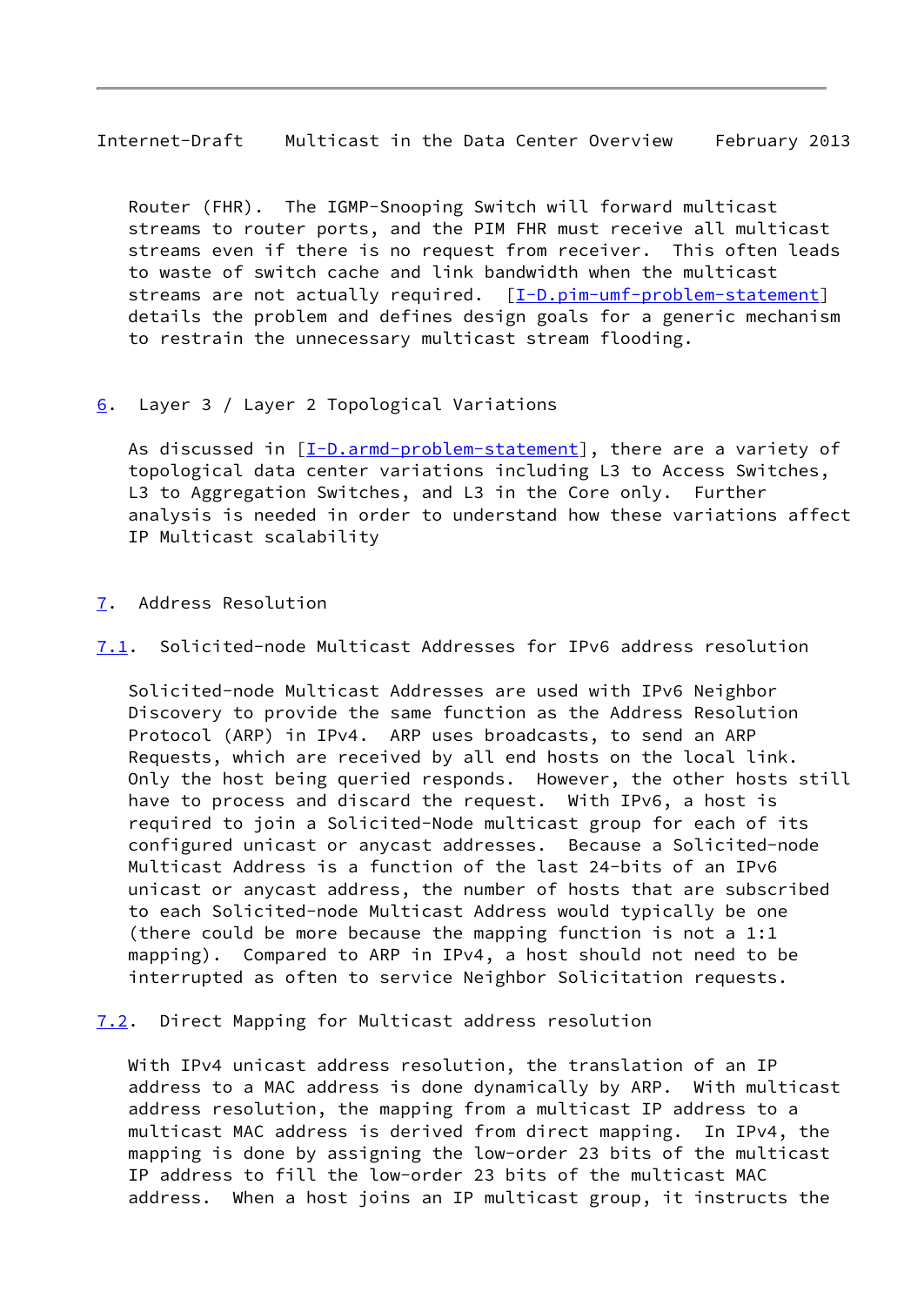Router (FHR). The IGMP-Snooping Switch will forward multicast streams to router ports, and the PIM FHR must receive all multicast streams even if there is no request from receiver. This often leads to waste of switch cache and link bandwidth when the multicast streams are not actually required. [I-D.pim-umf-problem-statement] details the problem and defines design goals for a generic mechanism to restrain the unnecessary multicast stream flooding.

## 6. Layer 3 / Layer 2 Topological Variations

As discussed in [I-D.armd-problem-statement], there are a variety of topological data center variations including L3 to Access Switches, L3 to Aggregation Switches, and L3 in the Core only. Further analysis is needed in order to understand how these variations affect IP Multicast scalability

## 7. Address Resolution

### 7.1. Solicited-node Multicast Addresses for IPv6 address resolution

Solicited-node Multicast Addresses are used with IPv6 Neighbor Discovery to provide the same function as the Address Resolution Protocol (ARP) in IPv4. ARP uses broadcasts, to send an ARP Requests, which are received by all end hosts on the local link. Only the host being queried responds. However, the other hosts still have to process and discard the request. With IPv6, a host is required to join a Solicited-Node multicast group for each of its configured unicast or anycast addresses. Because a Solicited-node Multicast Address is a function of the last 24-bits of an IPv6 unicast or anycast address, the number of hosts that are subscribed to each Solicited-node Multicast Address would typically be one (there could be more because the mapping function is not a 1:1 mapping). Compared to ARP in IPv4, a host should not need to be interrupted as often to service Neighbor Solicitation requests.

### 7.2. Direct Mapping for Multicast address resolution

With IPv4 unicast address resolution, the translation of an IP address to a MAC address is done dynamically by ARP. With multicast address resolution, the mapping from a multicast IP address to a multicast MAC address is derived from direct mapping. In IPv4, the mapping is done by assigning the low-order 23 bits of the multicast IP address to fill the low-order 23 bits of the multicast MAC address. When a host joins an IP multicast group, it instructs the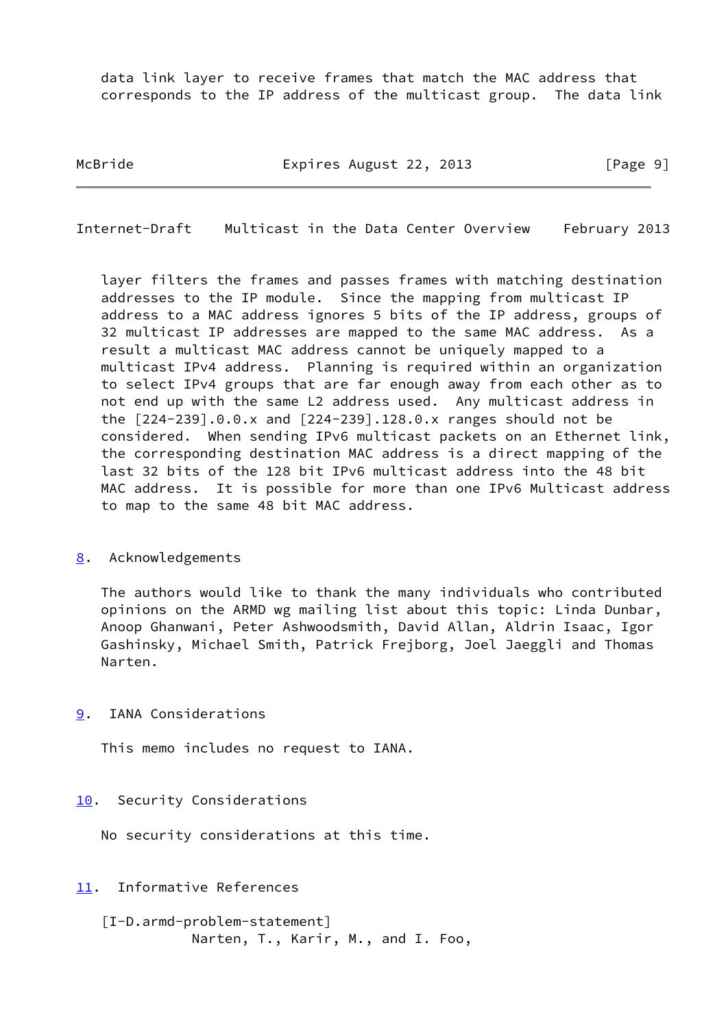data link layer to receive frames that match the MAC address that corresponds to the IP address of the multicast group. The data link layer filters the frames and passes frames with matching destination addresses to the IP module. Since the mapping from multicast IP address to a MAC address ignores 5 bits of the IP address, groups of 32 multicast IP addresses are mapped to the same MAC address. As a result a multicast MAC address cannot be uniquely mapped to a multicast IPv4 address. Planning is required within an organization to select IPv4 groups that are far enough away from each other as to not end up with the same L2 address used. Any multicast address in the [224-239].0.0.x and [224-239].128.0.x ranges should not be considered. When sending IPv6 multicast packets on an Ethernet link, the corresponding destination MAC address is a direct mapping of the last 32 bits of the 128 bit IPv6 multicast address into the 48 bit MAC address. It is possible for more than one IPv6 Multicast address to map to the same 48 bit MAC address.

## 8. Acknowledgements

The authors would like to thank the many individuals who contributed opinions on the ARMD wg mailing list about this topic: Linda Dunbar, Anoop Ghanwani, Peter Ashwoodsmith, David Allan, Aldrin Isaac, Igor Gashinsky, Michael Smith, Patrick Frejborg, Joel Jaeggli and Thomas Narten.

## 9. IANA Considerations

This memo includes no request to IANA.

## 10. Security Considerations

No security considerations at this time.

## 11. Informative References

[I-D.armd-problem-statement]
Narten, T., Karir, M., and I. Foo,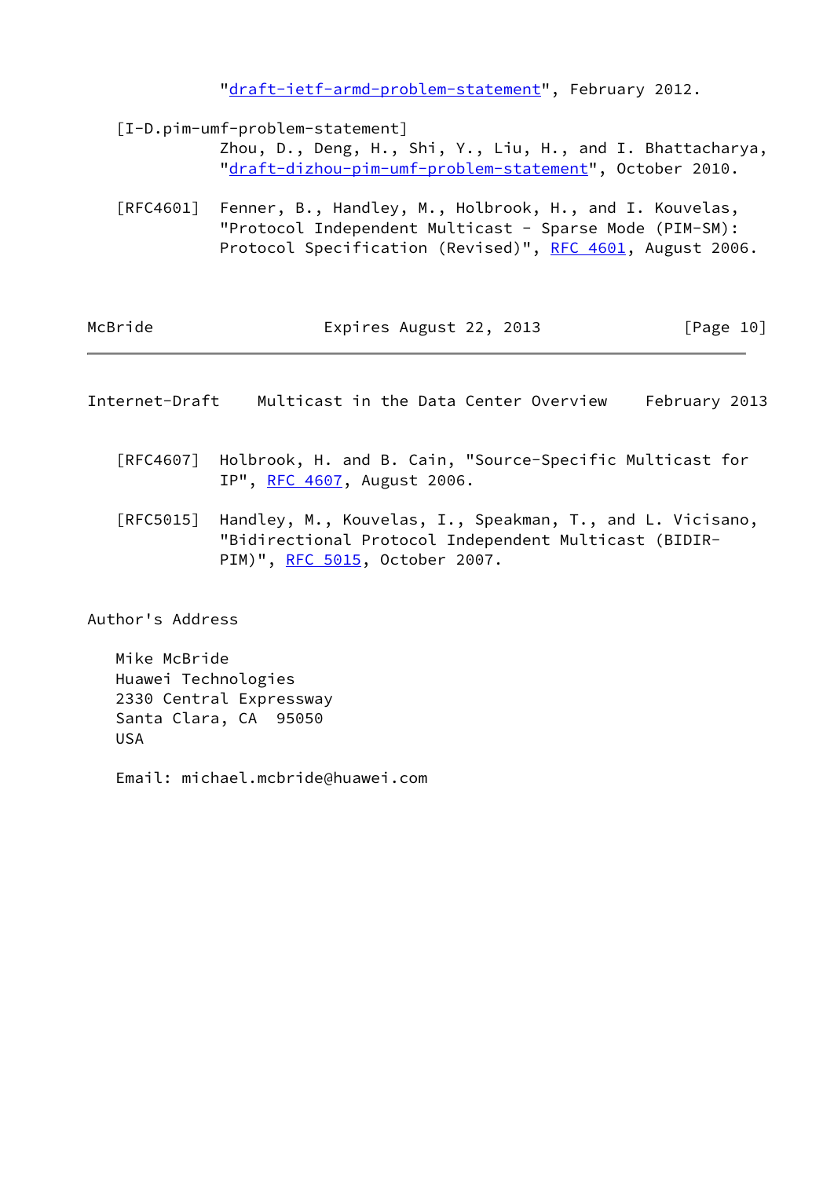"draft-ietf-armd-problem-statement", February 2012.

[I-D.pim-umf-problem-statement]
Zhou, D., Deng, H., Shi, Y., Liu, H., and I. Bhattacharya, "draft-dizhou-pim-umf-problem-statement", October 2010.

[RFC4601] Fenner, B., Handley, M., Holbrook, H., and I. Kouvelas, "Protocol Independent Multicast - Sparse Mode (PIM-SM): Protocol Specification (Revised)", RFC 4601, August 2006.

[RFC4607] Holbrook, H. and B. Cain, "Source-Specific Multicast for IP", RFC 4607, August 2006.

[RFC5015] Handley, M., Kouvelas, I., Speakman, T., and L. Vicisano, "Bidirectional Protocol Independent Multicast (BIDIR-PIM)", RFC 5015, October 2007.

## Author's Address

Mike McBride
Huawei Technologies
2330 Central Expressway
Santa Clara, CA 95050
USA

Email: michael.mcbride@huawei.com